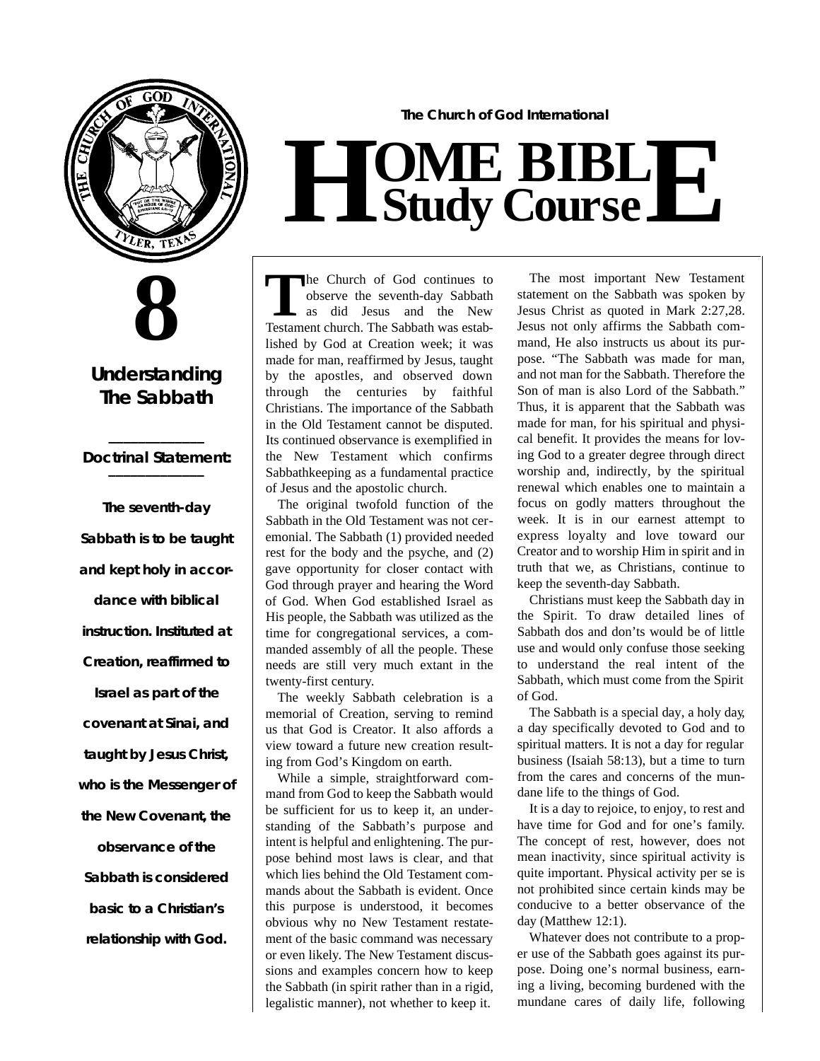The Church of God International

# HOME BIBLE Study Course

# 8

## Understanding The Sabbath

**Doctrinal Statement:**

**The seventh-day Sabbath is to be taught and kept holy in accordance with biblical instruction. Instituted at Creation, reaffirmed to Israel as part of the covenant at Sinai, and taught by Jesus Christ, who is the Messenger of the New Covenant, the observance of the Sabbath is considered basic to a Christian's relationship with God.**

The Church of God continues to observe the seventh-day Sabbath as did Jesus and the New Testament church. The Sabbath was established by God at Creation week; it was made for man, reaffirmed by Jesus, taught by the apostles, and observed down through the centuries by faithful Christians. The importance of the Sabbath in the Old Testament cannot be disputed. Its continued observance is exemplified in the New Testament which confirms Sabbathkeeping as a fundamental practice of Jesus and the apostolic church.

The original twofold function of the Sabbath in the Old Testament was not ceremonial. The Sabbath (1) provided needed rest for the body and the psyche, and (2) gave opportunity for closer contact with God through prayer and hearing the Word of God. When God established Israel as His people, the Sabbath was utilized as the time for congregational services, a commanded assembly of all the people. These needs are still very much extant in the twenty-first century.

The weekly Sabbath celebration is a memorial of Creation, serving to remind us that God is Creator. It also affords a view toward a future new creation resulting from God's Kingdom on earth.

While a simple, straightforward command from God to keep the Sabbath would be sufficient for us to keep it, an understanding of the Sabbath's purpose and intent is helpful and enlightening. The purpose behind most laws is clear, and that which lies behind the Old Testament commands about the Sabbath is evident. Once this purpose is understood, it becomes obvious why no New Testament restatement of the basic command was necessary or even likely. The New Testament discussions and examples concern how to keep the Sabbath (in spirit rather than in a rigid, legalistic manner), not whether to keep it.

The most important New Testament statement on the Sabbath was spoken by Jesus Christ as quoted in Mark 2:27,28. Jesus not only affirms the Sabbath command, He also instructs us about its purpose. "The Sabbath was made for man, and not man for the Sabbath. Therefore the Son of man is also Lord of the Sabbath." Thus, it is apparent that the Sabbath was made for man, for his spiritual and physical benefit. It provides the means for loving God to a greater degree through direct worship and, indirectly, by the spiritual renewal which enables one to maintain a focus on godly matters throughout the week. It is in our earnest attempt to express loyalty and love toward our Creator and to worship Him in spirit and in truth that we, as Christians, continue to keep the seventh-day Sabbath.

Christians must keep the Sabbath day in the Spirit. To draw detailed lines of Sabbath dos and don'ts would be of little use and would only confuse those seeking to understand the real intent of the Sabbath, which must come from the Spirit of God.

The Sabbath is a special day, a holy day, a day specifically devoted to God and to spiritual matters. It is not a day for regular business (Isaiah 58:13), but a time to turn from the cares and concerns of the mundane life to the things of God.

It is a day to rejoice, to enjoy, to rest and have time for God and for one's family. The concept of rest, however, does not mean inactivity, since spiritual activity is quite important. Physical activity per se is not prohibited since certain kinds may be conducive to a better observance of the day (Matthew 12:1).

Whatever does not contribute to a proper use of the Sabbath goes against its purpose. Doing one's normal business, earning a living, becoming burdened with the mundane cares of daily life, following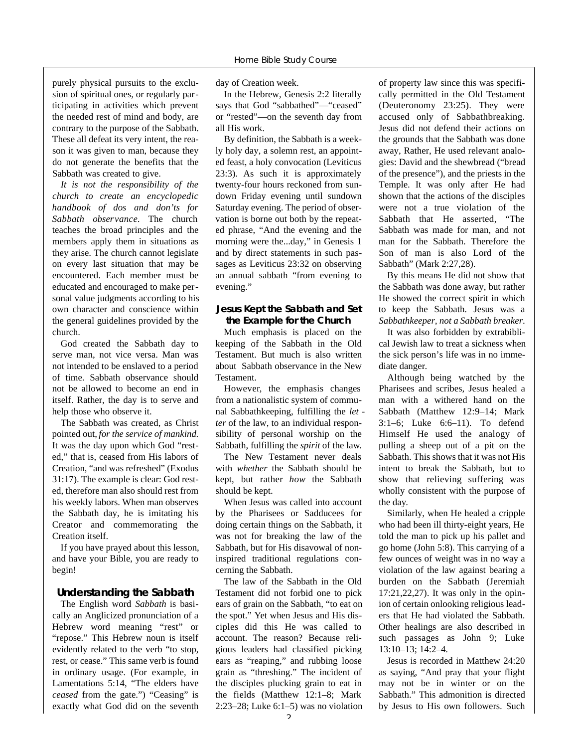purely physical pursuits to the exclusion of spiritual ones, or regularly participating in activities which prevent the needed rest of mind and body, are contrary to the purpose of the Sabbath. These all defeat its very intent, the reason it was given to man, because they do not generate the benefits that the Sabbath was created to give.

*It is not the responsibility of the church to create an encyclopedic handbook of dos and don'ts for Sabbath observance.* The church teaches the broad principles and the members apply them in situations as they arise. The church cannot legislate on every last situation that may be encountered. Each member must be educated and encouraged to make personal value judgments according to his own character and conscience within the general guidelines provided by the church.

God created the Sabbath day to serve man, not vice versa. Man was not intended to be enslaved to a period of time. Sabbath observance should not be allowed to become an end in itself. Rather, the day is to serve and help those who observe it.

The Sabbath was created, as Christ pointed out, *for the service of mankind.* It was the day upon which God "rested," that is, ceased from His labors of Creation, "and was refreshed" (Exodus 31:17). The example is clear: God rested, therefore man also should rest from his weekly labors. When man observes the Sabbath day, he is imitating his Creator and commemorating the Creation itself.

If you have prayed about this lesson, and have your Bible, you are ready to begin!

## Understanding the Sabbath

The English word *Sabbath* is basically an Anglicized pronunciation of a Hebrew word meaning "rest" or "repose." This Hebrew noun is itself evidently related to the verb "to stop, rest, or cease." This same verb is found in ordinary usage. (For example, in Lamentations 5:14, "The elders have *ceased* from the gate.") "Ceasing" is exactly what God did on the seventh day of Creation week.

In the Hebrew, Genesis 2:2 literally says that God "sabbathed"—"ceased" or "rested"—on the seventh day from all His work.

By definition, the Sabbath is a weekly holy day, a solemn rest, an appointed feast, a holy convocation (Leviticus 23:3). As such it is approximately twenty-four hours reckoned from sundown Friday evening until sundown Saturday evening. The period of observation is borne out both by the repeated phrase, "And the evening and the morning were the...day," in Genesis 1 and by direct statements in such passages as Leviticus 23:32 on observing an annual sabbath "from evening to evening."

## Jesus Kept the Sabbath and Set the Example for the Church

Much emphasis is placed on the keeping of the Sabbath in the Old Testament. But much is also written about Sabbath observance in the New Testament.

However, the emphasis changes from a nationalistic system of communal Sabbathkeeping, fulfilling the *letter* of the law, to an individual responsibility of personal worship on the Sabbath, fulfilling the *spirit* of the law.

The New Testament never deals with *whether* the Sabbath should be kept, but rather *how* the Sabbath should be kept.

When Jesus was called into account by the Pharisees or Sadducees for doing certain things on the Sabbath, it was not for breaking the law of the Sabbath, but for His disavowal of non-inspired traditional regulations concerning the Sabbath.

The law of the Sabbath in the Old Testament did not forbid one to pick ears of grain on the Sabbath, "to eat on the spot." Yet when Jesus and His disciples did this He was called to account. The reason? Because religious leaders had classified picking ears as "reaping," and rubbing loose grain as "threshing." The incident of the disciples plucking grain to eat in the fields (Matthew 12:1–8; Mark 2:23–28; Luke 6:1–5) was no violation of property law since this was specifically permitted in the Old Testament (Deuteronomy 23:25). They were accused only of Sabbathbreaking. Jesus did not defend their actions on the grounds that the Sabbath was done away, Rather, He used relevant analogies: David and the shewbread ("bread of the presence"), and the priests in the Temple. It was only after He had shown that the actions of the disciples were not a true violation of the Sabbath that He asserted, "The Sabbath was made for man, and not man for the Sabbath. Therefore the Son of man is also Lord of the Sabbath" (Mark 2:27,28).

By this means He did not show that the Sabbath was done away, but rather He showed the correct spirit in which to keep the Sabbath. Jesus was a *Sabbathkeeper, not a Sabbath breaker*.

It was also forbidden by extrabiblical Jewish law to treat a sickness when the sick person's life was in no immediate danger.

Although being watched by the Pharisees and scribes, Jesus healed a man with a withered hand on the Sabbath (Matthew 12:9–14; Mark 3:1–6; Luke 6:6–11). To defend Himself He used the analogy of pulling a sheep out of a pit on the Sabbath. This shows that it was not His intent to break the Sabbath, but to show that relieving suffering was wholly consistent with the purpose of the day.

Similarly, when He healed a cripple who had been ill thirty-eight years, He told the man to pick up his pallet and go home (John 5:8). This carrying of a few ounces of weight was in no way a violation of the law against bearing a burden on the Sabbath (Jeremiah 17:21,22,27). It was only in the opinion of certain onlooking religious leaders that He had violated the Sabbath. Other healings are also described in such passages as John 9; Luke 13:10–13; 14:2–4.

Jesus is recorded in Matthew 24:20 as saying, "And pray that your flight may not be in winter or on the Sabbath." This admonition is directed by Jesus to His own followers. Such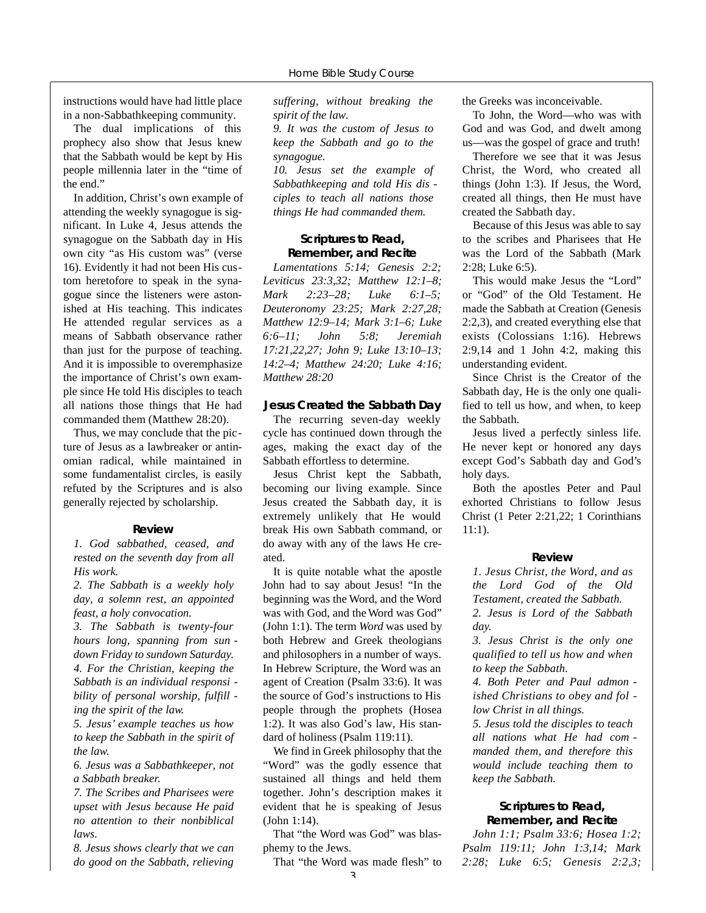instructions would have had little place in a non-Sabbathkeeping community.

The dual implications of this prophecy also show that Jesus knew that the Sabbath would be kept by His people millennia later in the "time of the end."

In addition, Christ's own example of attending the weekly synagogue is significant. In Luke 4, Jesus attends the synagogue on the Sabbath day in His own city "as His custom was" (verse 16). Evidently it had not been His custom heretofore to speak in the synagogue since the listeners were astonished at His teaching. This indicates He attended regular services as a means of Sabbath observance rather than just for the purpose of teaching. And it is impossible to overemphasize the importance of Christ's own example since He told His disciples to teach all nations those things that He had commanded them (Matthew 28:20).

Thus, we may conclude that the picture of Jesus as a lawbreaker or antinomian radical, while maintained in some fundamentalist circles, is easily refuted by the Scriptures and is also generally rejected by scholarship.

### Review

*1. God sabbathed, ceased, and rested on the seventh day from all His work.*

*2. The Sabbath is a weekly holy day, a solemn rest, an appointed feast, a holy convocation.*

*3. The Sabbath is twenty-four hours long, spanning from sundown Friday to sundown Saturday.*

*4. For the Christian, keeping the Sabbath is an individual responsibility of personal worship, fulfilling the spirit of the law.*

*5. Jesus' example teaches us how to keep the Sabbath in the spirit of the law.*

*6. Jesus was a Sabbathkeeper, not a Sabbath breaker.*

*7. The Scribes and Pharisees were upset with Jesus because He paid no attention to their nonbiblical laws.*

*8. Jesus shows clearly that we can do good on the Sabbath, relieving suffering, without breaking the spirit of the law.*

*9. It was the custom of Jesus to keep the Sabbath and go to the synagogue.*

*10. Jesus set the example of Sabbathkeeping and told His disciples to teach all nations those things He had commanded them.*

### Scriptures to Read, Remember, and Recite

*Lamentations 5:14; Genesis 2:2; Leviticus 23:3,32; Matthew 12:1–8; Mark 2:23–28; Luke 6:1–5; Deuteronomy 23:25; Mark 2:27,28; Matthew 12:9–14; Mark 3:1–6; Luke 6:6–11; John 5:8; Jeremiah 17:21,22,27; John 9; Luke 13:10–13; 14:2–4; Matthew 24:20; Luke 4:16; Matthew 28:20*

## Jesus Created the Sabbath Day

The recurring seven-day weekly cycle has continued down through the ages, making the exact day of the Sabbath effortless to determine.

Jesus Christ kept the Sabbath, becoming our living example. Since Jesus created the Sabbath day, it is extremely unlikely that He would break His own Sabbath command, or do away with any of the laws He created.

It is quite notable what the apostle John had to say about Jesus! "In the beginning was the Word, and the Word was with God, and the Word was God" (John 1:1). The term *Word* was used by both Hebrew and Greek theologians and philosophers in a number of ways. In Hebrew Scripture, the Word was an agent of Creation (Psalm 33:6). It was the source of God's instructions to His people through the prophets (Hosea 1:2). It was also God's law, His standard of holiness (Psalm 119:11).

We find in Greek philosophy that the "Word" was the godly essence that sustained all things and held them together. John's description makes it evident that he is speaking of Jesus (John 1:14).

That "the Word was God" was blasphemy to the Jews.

That "the Word was made flesh" to the Greeks was inconceivable.

To John, the Word—who was with God and was God, and dwelt among us—was the gospel of grace and truth!

Therefore we see that it was Jesus Christ, the Word, who created all things (John 1:3). If Jesus, the Word, created all things, then He must have created the Sabbath day.

Because of this Jesus was able to say to the scribes and Pharisees that He was the Lord of the Sabbath (Mark 2:28; Luke 6:5).

This would make Jesus the "Lord" or "God" of the Old Testament. He made the Sabbath at Creation (Genesis 2:2,3), and created everything else that exists (Colossians 1:16). Hebrews 2:9,14 and 1 John 4:2, making this understanding evident.

Since Christ is the Creator of the Sabbath day, He is the only one qualified to tell us how, and when, to keep the Sabbath.

Jesus lived a perfectly sinless life. He never kept or honored any days except God's Sabbath day and God's holy days.

Both the apostles Peter and Paul exhorted Christians to follow Jesus Christ (1 Peter 2:21,22; 1 Corinthians 11:1).

### Review

*1. Jesus Christ, the Word, and as the Lord God of the Old Testament, created the Sabbath.*

*2. Jesus is Lord of the Sabbath day.*

*3. Jesus Christ is the only one qualified to tell us how and when to keep the Sabbath.*

*4. Both Peter and Paul admonished Christians to obey and follow Christ in all things.*

*5. Jesus told the disciples to teach all nations what He had commanded them, and therefore this would include teaching them to keep the Sabbath.*

### Scriptures to Read, Remember, and Recite

*John 1:1; Psalm 33:6; Hosea 1:2; Psalm 119:11; John 1:3,14; Mark 2:28; Luke 6:5; Genesis 2:2,3;*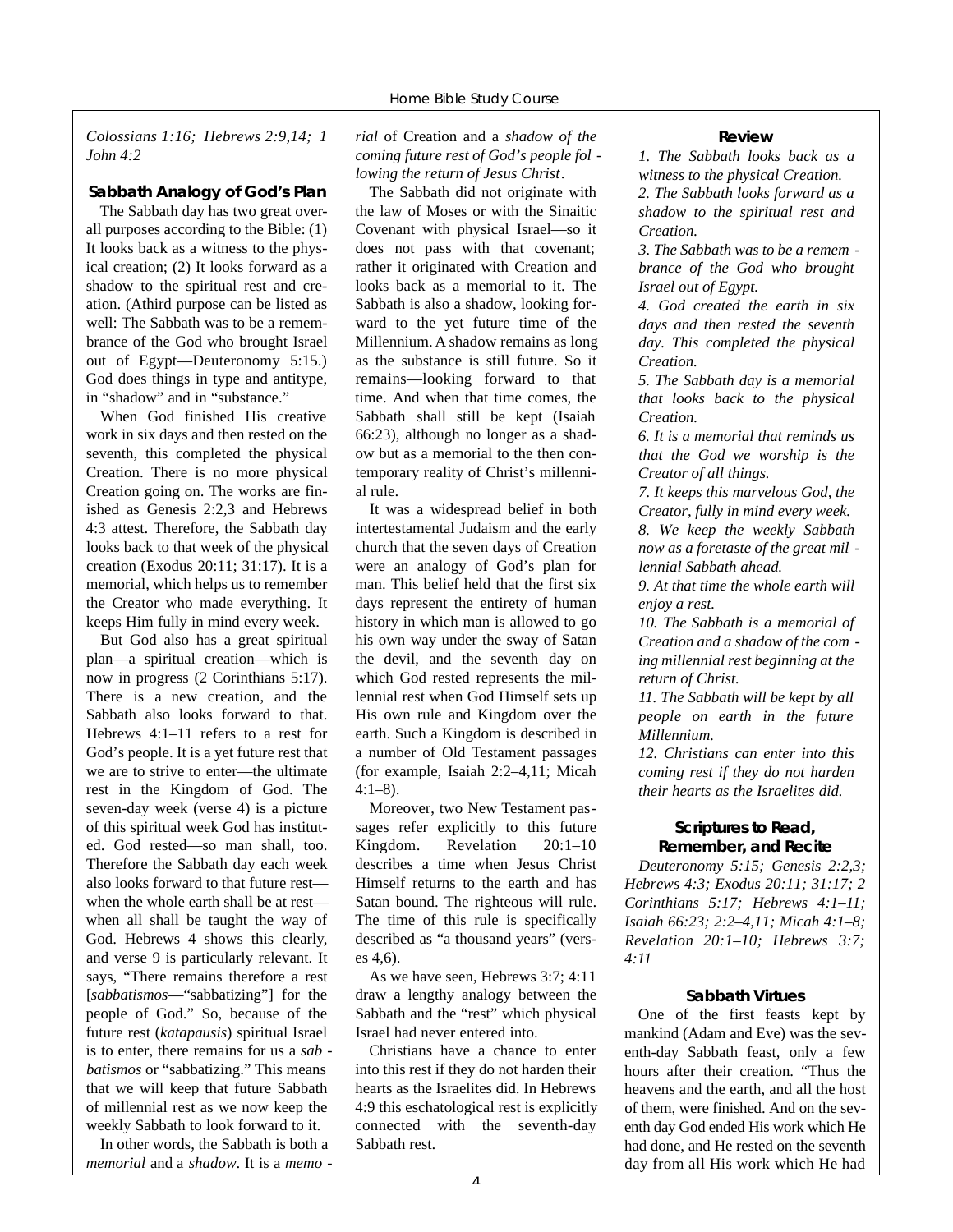*Colossians 1:16; Hebrews 2:9,14; 1 John 4:2*

### Sabbath Analogy of God's Plan

The Sabbath day has two great overall purposes according to the Bible: (1) It looks back as a witness to the physical creation; (2) It looks forward as a shadow to the spiritual rest and creation. (A third purpose can be listed as well: The Sabbath was to be a remembrance of the God who brought Israel out of Egypt—Deuteronomy 5:15.) God does things in type and antitype, in "shadow" and in "substance."

When God finished His creative work in six days and then rested on the seventh, this completed the physical Creation. There is no more physical Creation going on. The works are finished as Genesis 2:2,3 and Hebrews 4:3 attest. Therefore, the Sabbath day looks back to that week of the physical creation (Exodus 20:11; 31:17). It is a memorial, which helps us to remember the Creator who made everything. It keeps Him fully in mind every week.

But God also has a great spiritual plan—a spiritual creation—which is now in progress (2 Corinthians 5:17). There is a new creation, and the Sabbath also looks forward to that. Hebrews 4:1–11 refers to a rest for God's people. It is a yet future rest that we are to strive to enter—the ultimate rest in the Kingdom of God. The seven-day week (verse 4) is a picture of this spiritual week God has instituted. God rested—so man shall, too. Therefore the Sabbath day each week also looks forward to that future rest—when the whole earth shall be at rest—when all shall be taught the way of God. Hebrews 4 shows this clearly, and verse 9 is particularly relevant. It says, "There remains therefore a rest [*sabbatismos*—"sabbatizing"] for the people of God." So, because of the future rest (*katapausis*) spiritual Israel is to enter, there remains for us a *sabbatismos* or "sabbatizing." This means that we will keep that future Sabbath of millennial rest as we now keep the weekly Sabbath to look forward to it.

In other words, the Sabbath is both a *memorial* and a *shadow*. It is a *memorial* of Creation and a *shadow of the coming future rest of God's people following the return of Jesus Christ*.

The Sabbath did not originate with the law of Moses or with the Sinaitic Covenant with physical Israel—so it does not pass with that covenant; rather it originated with Creation and looks back as a memorial to it. The Sabbath is also a shadow, looking forward to the yet future time of the Millennium. A shadow remains as long as the substance is still future. So it remains—looking forward to that time. And when that time comes, the Sabbath shall still be kept (Isaiah 66:23), although no longer as a shadow but as a memorial to the then contemporary reality of Christ's millennial rule.

It was a widespread belief in both intertestamental Judaism and the early church that the seven days of Creation were an analogy of God's plan for man. This belief held that the first six days represent the entirety of human history in which man is allowed to go his own way under the sway of Satan the devil, and the seventh day on which God rested represents the millennial rest when God Himself sets up His own rule and Kingdom over the earth. Such a Kingdom is described in a number of Old Testament passages (for example, Isaiah 2:2–4,11; Micah 4:1–8).

Moreover, two New Testament passages refer explicitly to this future Kingdom. Revelation 20:1–10 describes a time when Jesus Christ Himself returns to the earth and has Satan bound. The righteous will rule. The time of this rule is specifically described as "a thousand years" (verses 4,6).

As we have seen, Hebrews 3:7; 4:11 draw a lengthy analogy between the Sabbath and the "rest" which physical Israel had never entered into.

Christians have a chance to enter into this rest if they do not harden their hearts as the Israelites did. In Hebrews 4:9 this eschatological rest is explicitly connected with the seventh-day Sabbath rest.

### Review

*1. The Sabbath looks back as a witness to the physical Creation.*
*2. The Sabbath looks forward as a shadow to the spiritual rest and Creation.*
*3. The Sabbath was to be a remembrance of the God who brought Israel out of Egypt.*
*4. God created the earth in six days and then rested the seventh day. This completed the physical Creation.*
*5. The Sabbath day is a memorial that looks back to the physical Creation.*
*6. It is a memorial that reminds us that the God we worship is the Creator of all things.*
*7. It keeps this marvelous God, the Creator, fully in mind every week.*
*8. We keep the weekly Sabbath now as a foretaste of the great millennial Sabbath ahead.*
*9. At that time the whole earth will enjoy a rest.*
*10. The Sabbath is a memorial of Creation and a shadow of the coming millennial rest beginning at the return of Christ.*
*11. The Sabbath will be kept by all people on earth in the future Millennium.*
*12. Christians can enter into this coming rest if they do not harden their hearts as the Israelites did.*

### Scriptures to Read, Remember, and Recite

*Deuteronomy 5:15; Genesis 2:2,3; Hebrews 4:3; Exodus 20:11; 31:17; 2 Corinthians 5:17; Hebrews 4:1–11; Isaiah 66:23; 2:2–4,11; Micah 4:1–8; Revelation 20:1–10; Hebrews 3:7; 4:11*

### Sabbath Virtues

One of the first feasts kept by mankind (Adam and Eve) was the seventh-day Sabbath feast, only a few hours after their creation. "Thus the heavens and the earth, and all the host of them, were finished. And on the seventh day God ended His work which He had done, and He rested on the seventh day from all His work which He had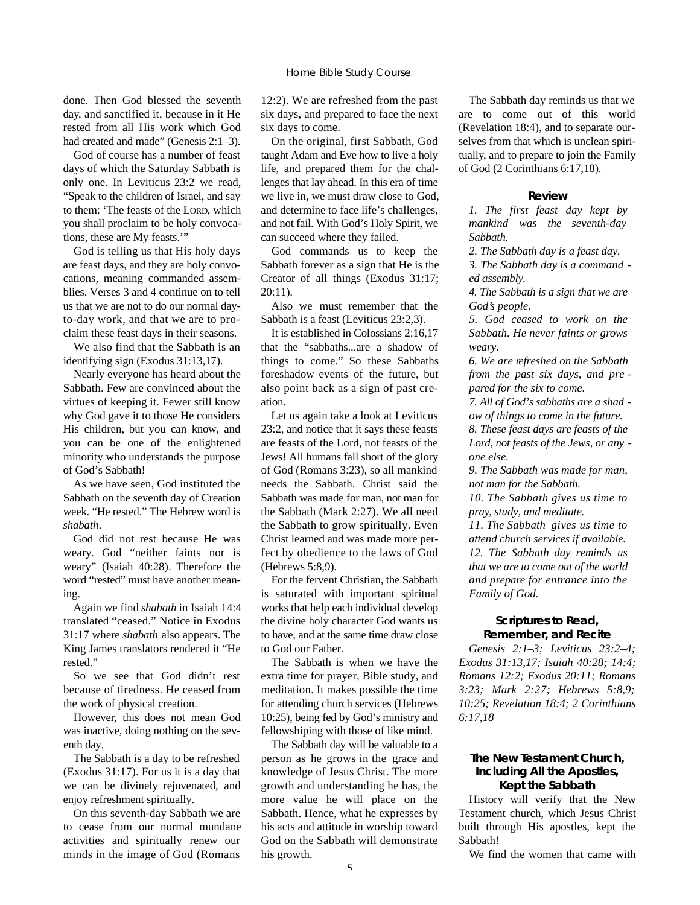done. Then God blessed the seventh day, and sanctified it, because in it He rested from all His work which God had created and made" (Genesis 2:1–3).

God of course has a number of feast days of which the Saturday Sabbath is only one. In Leviticus 23:2 we read, "Speak to the children of Israel, and say to them: 'The feasts of the LORD, which you shall proclaim to be holy convocations, these are My feasts.'"

God is telling us that His holy days are feast days, and they are holy convocations, meaning commanded assemblies. Verses 3 and 4 continue on to tell us that we are not to do our normal day-to-day work, and that we are to proclaim these feast days in their seasons.

We also find that the Sabbath is an identifying sign (Exodus 31:13,17).

Nearly everyone has heard about the Sabbath. Few are convinced about the virtues of keeping it. Fewer still know why God gave it to those He considers His children, but you can know, and you can be one of the enlightened minority who understands the purpose of God's Sabbath!

As we have seen, God instituted the Sabbath on the seventh day of Creation week. "He rested." The Hebrew word is *shabath*.

God did not rest because He was weary. God "neither faints nor is weary" (Isaiah 40:28). Therefore the word "rested" must have another meaning.

Again we find *shabath* in Isaiah 14:4 translated "ceased." Notice in Exodus 31:17 where *shabath* also appears. The King James translators rendered it "He rested."

So we see that God didn't rest because of tiredness. He ceased from the work of physical creation.

However, this does not mean God was inactive, doing nothing on the seventh day.

The Sabbath is a day to be refreshed (Exodus 31:17). For us it is a day that we can be divinely rejuvenated, and enjoy refreshment spiritually.

On this seventh-day Sabbath we are to cease from our normal mundane activities and spiritually renew our minds in the image of God (Romans 12:2). We are refreshed from the past six days, and prepared to face the next six days to come.

On the original, first Sabbath, God taught Adam and Eve how to live a holy life, and prepared them for the challenges that lay ahead. In this era of time we live in, we must draw close to God, and determine to face life's challenges, and not fail. With God's Holy Spirit, we can succeed where they failed.

God commands us to keep the Sabbath forever as a sign that He is the Creator of all things (Exodus 31:17; 20:11).

Also we must remember that the Sabbath is a feast (Leviticus 23:2,3).

It is established in Colossians 2:16,17 that the "sabbaths...are a shadow of things to come." So these Sabbaths foreshadow events of the future, but also point back as a sign of past creation.

Let us again take a look at Leviticus 23:2, and notice that it says these feasts are feasts of the Lord, not feasts of the Jews! All humans fall short of the glory of God (Romans 3:23), so all mankind needs the Sabbath. Christ said the Sabbath was made for man, not man for the Sabbath (Mark 2:27). We all need the Sabbath to grow spiritually. Even Christ learned and was made more perfect by obedience to the laws of God (Hebrews 5:8,9).

For the fervent Christian, the Sabbath is saturated with important spiritual works that help each individual develop the divine holy character God wants us to have, and at the same time draw close to God our Father.

The Sabbath is when we have the extra time for prayer, Bible study, and meditation. It makes possible the time for attending church services (Hebrews 10:25), being fed by God's ministry and fellowshiping with those of like mind.

The Sabbath day will be valuable to a person as he grows in the grace and knowledge of Jesus Christ. The more growth and understanding he has, the more value he will place on the Sabbath. Hence, what he expresses by his acts and attitude in worship toward God on the Sabbath will demonstrate his growth.

The Sabbath day reminds us that we are to come out of this world (Revelation 18:4), and to separate ourselves from that which is unclean spiritually, and to prepare to join the Family of God (2 Corinthians 6:17,18).

### Review

*1. The first feast day kept by mankind was the seventh-day Sabbath.*

*2. The Sabbath day is a feast day.*

*3. The Sabbath day is a commanded assembly.*

*4. The Sabbath is a sign that we are God's people.*

*5. God ceased to work on the Sabbath. He never faints or grows weary.*

*6. We are refreshed on the Sabbath from the past six days, and prepared for the six to come.*

*7. All of God's sabbaths are a shadow of things to come in the future.*

*8. These feast days are feasts of the Lord, not feasts of the Jews, or anyone else.*

*9. The Sabbath was made for man, not man for the Sabbath.*

*10. The Sabbath gives us time to pray, study, and meditate.*

*11. The Sabbath gives us time to attend church services if available.*

*12. The Sabbath day reminds us that we are to come out of the world and prepare for entrance into the Family of God.*

### Scriptures to Read, Remember, and Recite

*Genesis 2:1–3; Leviticus 23:2–4; Exodus 31:13,17; Isaiah 40:28; 14:4; Romans 12:2; Exodus 20:11; Romans 3:23; Mark 2:27; Hebrews 5:8,9; 10:25; Revelation 18:4; 2 Corinthians 6:17,18*

## The New Testament Church, Including All the Apostles, Kept the Sabbath

History will verify that the New Testament church, which Jesus Christ built through His apostles, kept the Sabbath!

We find the women that came with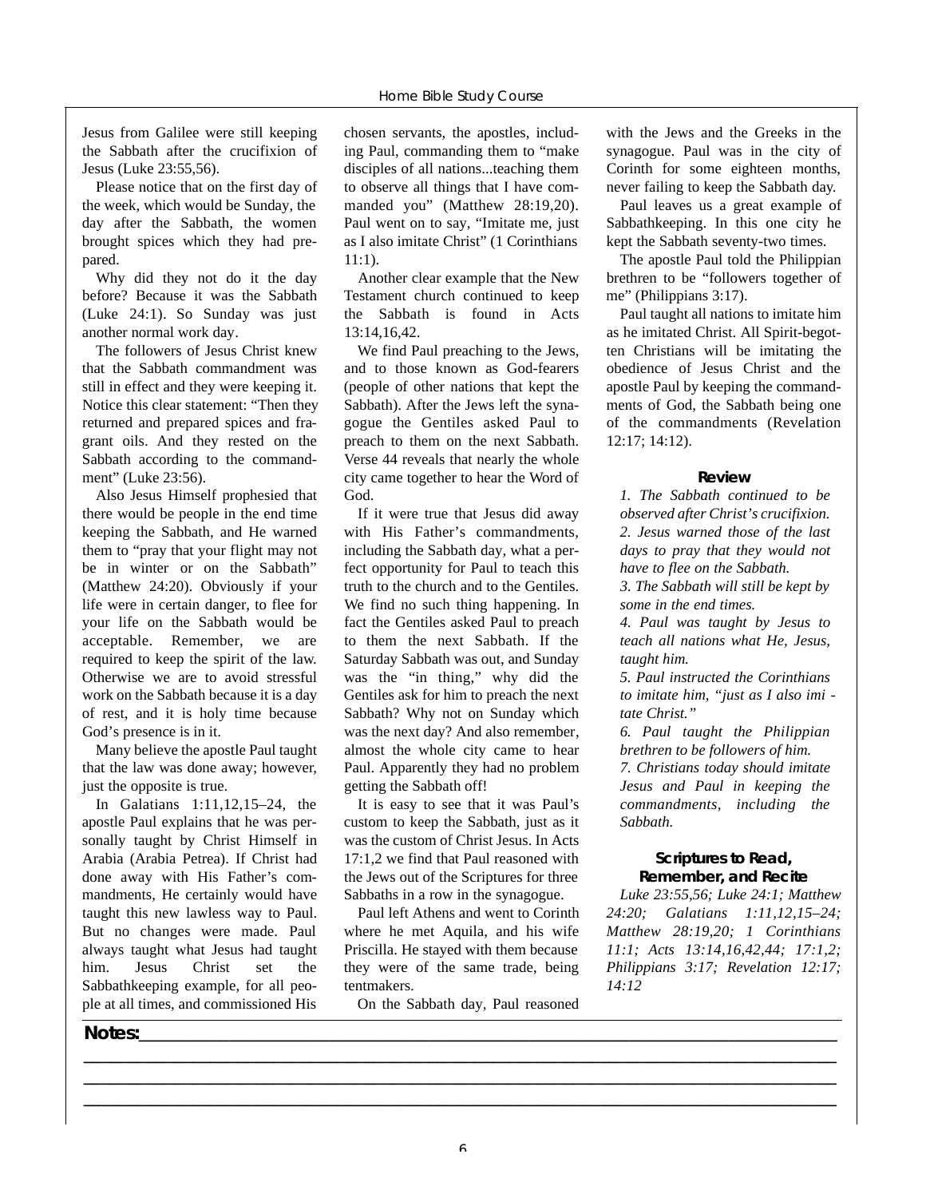Jesus from Galilee were still keeping the Sabbath after the crucifixion of Jesus (Luke 23:55,56).

Please notice that on the first day of the week, which would be Sunday, the day after the Sabbath, the women brought spices which they had prepared.

Why did they not do it the day before? Because it was the Sabbath (Luke 24:1). So Sunday was just another normal work day.

The followers of Jesus Christ knew that the Sabbath commandment was still in effect and they were keeping it. Notice this clear statement: "Then they returned and prepared spices and fragrant oils. And they rested on the Sabbath according to the commandment" (Luke 23:56).

Also Jesus Himself prophesied that there would be people in the end time keeping the Sabbath, and He warned them to "pray that your flight may not be in winter or on the Sabbath" (Matthew 24:20). Obviously if your life were in certain danger, to flee for your life on the Sabbath would be acceptable. Remember, we are required to keep the spirit of the law. Otherwise we are to avoid stressful work on the Sabbath because it is a day of rest, and it is holy time because God's presence is in it.

Many believe the apostle Paul taught that the law was done away; however, just the opposite is true.

In Galatians 1:11,12,15–24, the apostle Paul explains that he was personally taught by Christ Himself in Arabia (Arabia Petrea). If Christ had done away with His Father's commandments, He certainly would have taught this new lawless way to Paul. But no changes were made. Paul always taught what Jesus had taught him. Jesus Christ set the Sabbathkeeping example, for all people at all times, and commissioned His chosen servants, the apostles, including Paul, commanding them to "make disciples of all nations...teaching them to observe all things that I have commanded you" (Matthew 28:19,20). Paul went on to say, "Imitate me, just as I also imitate Christ" (1 Corinthians 11:1).

Another clear example that the New Testament church continued to keep the Sabbath is found in Acts 13:14,16,42.

We find Paul preaching to the Jews, and to those known as God-fearers (people of other nations that kept the Sabbath). After the Jews left the synagogue the Gentiles asked Paul to preach to them on the next Sabbath. Verse 44 reveals that nearly the whole city came together to hear the Word of God.

If it were true that Jesus did away with His Father's commandments, including the Sabbath day, what a perfect opportunity for Paul to teach this truth to the church and to the Gentiles. We find no such thing happening. In fact the Gentiles asked Paul to preach to them the next Sabbath. If the Saturday Sabbath was out, and Sunday was the "in thing," why did the Gentiles ask for him to preach the next Sabbath? Why not on Sunday which was the next day? And also remember, almost the whole city came to hear Paul. Apparently they had no problem getting the Sabbath off!

It is easy to see that it was Paul's custom to keep the Sabbath, just as it was the custom of Christ Jesus. In Acts 17:1,2 we find that Paul reasoned with the Jews out of the Scriptures for three Sabbaths in a row in the synagogue.

Paul left Athens and went to Corinth where he met Aquila, and his wife Priscilla. He stayed with them because they were of the same trade, being tentmakers.

On the Sabbath day, Paul reasoned with the Jews and the Greeks in the synagogue. Paul was in the city of Corinth for some eighteen months, never failing to keep the Sabbath day.

Paul leaves us a great example of Sabbathkeeping. In this one city he kept the Sabbath seventy-two times.

The apostle Paul told the Philippian brethren to be "followers together of me" (Philippians 3:17).

Paul taught all nations to imitate him as he imitated Christ. All Spirit-begotten Christians will be imitating the obedience of Jesus Christ and the apostle Paul by keeping the commandments of God, the Sabbath being one of the commandments (Revelation 12:17; 14:12).

### Review

*1. The Sabbath continued to be observed after Christ's crucifixion.*
*2. Jesus warned those of the last days to pray that they would not have to flee on the Sabbath.*
*3. The Sabbath will still be kept by some in the end times.*
*4. Paul was taught by Jesus to teach all nations what He, Jesus, taught him.*
*5. Paul instructed the Corinthians to imitate him, "just as I also imitate Christ."*
*6. Paul taught the Philippian brethren to be followers of him.*
*7. Christians today should imitate Jesus and Paul in keeping the commandments, including the Sabbath.*

### Scriptures to Read, Remember, and Recite

*Luke 23:55,56; Luke 24:1; Matthew 24:20; Galatians 1:11,12,15–24; Matthew 28:19,20; 1 Corinthians 11:1; Acts 13:14,16,42,44; 17:1,2; Philippians 3:17; Revelation 12:17; 14:12*

**Notes:**\_\_\_\_\_\_\_\_\_\_\_\_\_\_\_\_\_\_\_\_\_\_\_\_\_\_\_\_\_\_\_\_\_\_\_\_\_\_\_\_\_\_\_\_\_\_\_\_\_\_\_\_\_\_\_\_\_\_\_\_\_\_\_\_\_\_\_\_\_\_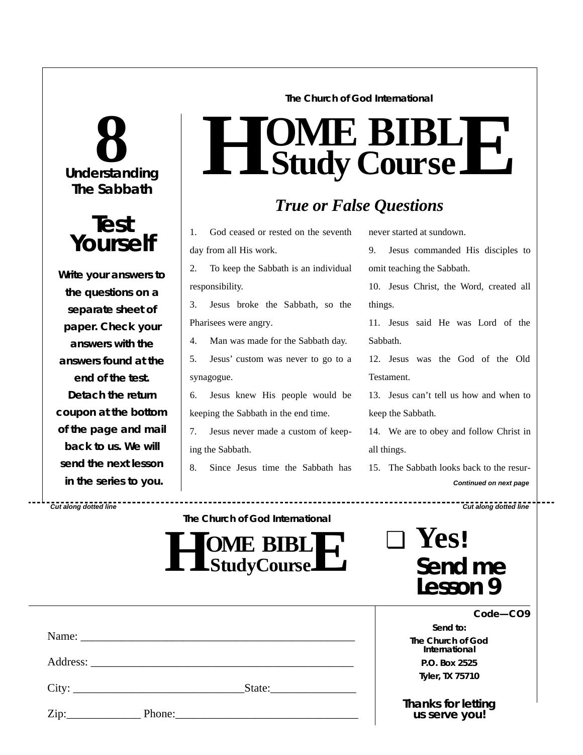The Church of God International

# HOME BIBLE Study Course

## 8 Understanding The Sabbath

### Test Yourself

**Write your answers to the questions on a separate sheet of paper. Check your answers with the answers found at the end of the test. Detach the return coupon at the bottom of the page and mail back to us. We will send the next lesson in the series to you.**

## *True or False Questions*

1. God ceased or rested on the seventh day from all His work.
2. To keep the Sabbath is an individual responsibility.
3. Jesus broke the Sabbath, so the Pharisees were angry.
4. Man was made for the Sabbath day.
5. Jesus' custom was never to go to a synagogue.
6. Jesus knew His people would be keeping the Sabbath in the end time.
7. Jesus never made a custom of keeping the Sabbath.
8. Since Jesus time the Sabbath has never started at sundown.
9. Jesus commanded His disciples to omit teaching the Sabbath.
10. Jesus Christ, the Word, created all things.
11. Jesus said He was Lord of the Sabbath.
12. Jesus was the God of the Old Testament.
13. Jesus can't tell us how and when to keep the Sabbath.
14. We are to obey and follow Christ in all things.
15. The Sabbath looks back to the resur-

***Continued on next page***

*Cut along dotted line* — *Cut along dotted line*

The Church of God International

**HOME BIBLE StudyCourse**

❑ **Yes! Send me Lesson 9**

**Code—CO9**

Name: ______________________________________________

Address: ____________________________________________

City: ____________________________State:_______________

Zip:_____________ Phone:_________________________________

**Send to:**
**The Church of God International**
**P.O. Box 2525**
**Tyler, TX 75710**

**Thanks for letting us serve you!**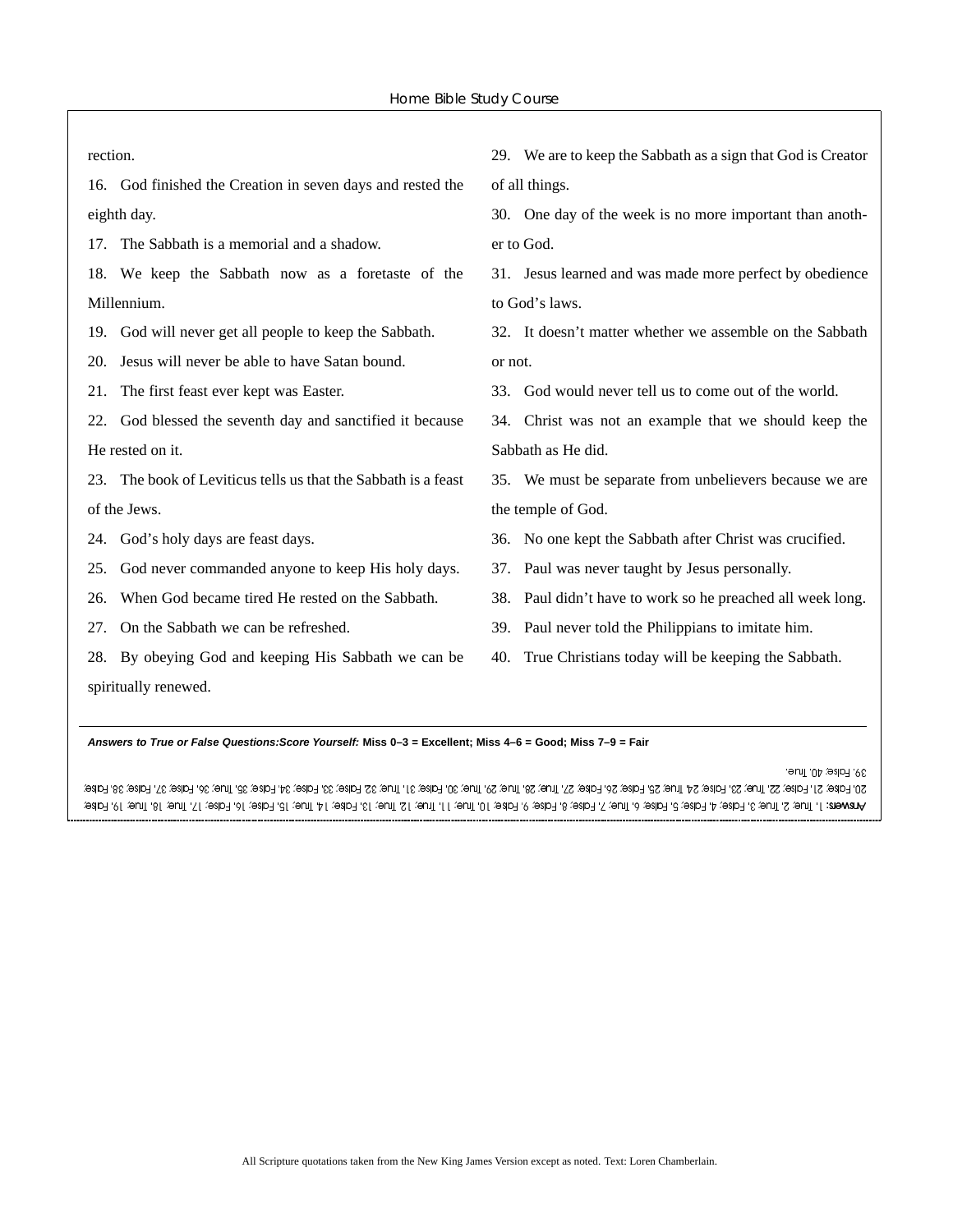rection.

16. God finished the Creation in seven days and rested the eighth day.

17. The Sabbath is a memorial and a shadow.

18. We keep the Sabbath now as a foretaste of the Millennium.

19. God will never get all people to keep the Sabbath.

20. Jesus will never be able to have Satan bound.

21. The first feast ever kept was Easter.

22. God blessed the seventh day and sanctified it because He rested on it.

23. The book of Leviticus tells us that the Sabbath is a feast of the Jews.

24. God's holy days are feast days.

25. God never commanded anyone to keep His holy days.

26. When God became tired He rested on the Sabbath.

27. On the Sabbath we can be refreshed.

28. By obeying God and keeping His Sabbath we can be spiritually renewed.

29. We are to keep the Sabbath as a sign that God is Creator of all things.

30. One day of the week is no more important than another to God.

31. Jesus learned and was made more perfect by obedience to God's laws.

32. It doesn't matter whether we assemble on the Sabbath or not.

33. God would never tell us to come out of the world.

34. Christ was not an example that we should keep the Sabbath as He did.

35. We must be separate from unbelievers because we are the temple of God.

36. No one kept the Sabbath after Christ was crucified.

37. Paul was never taught by Jesus personally.

38. Paul didn't have to work so he preached all week long.

39. Paul never told the Philippians to imitate him.

40. True Christians today will be keeping the Sabbath.

***Answers to True or False Questions:Score Yourself:*** **Miss 0–3 = Excellent; Miss 4–6 = Good; Miss 7–9 = Fair**

**Answers:** 1. True; 2. True; 3. False; 4. False; 5. False; 6. True; 7. False; 8. False; 9. False; 10. True; 11. True; 12. True; 13. False; 14. True; 15. False; 16. False; 17. True; 18. True; 19. False; 20. False; 21. False; 22. True; 23. False; 24. True; 25. False; 26. False; 27. True; 28. True; 29. True; 30. False; 31. True; 32. False; 33. False; 34. False; 35. True; 36. False; 37. False; 38. False; 39. False; 40. True.

All Scripture quotations taken from the New King James Version except as noted. Text: Loren Chamberlain.